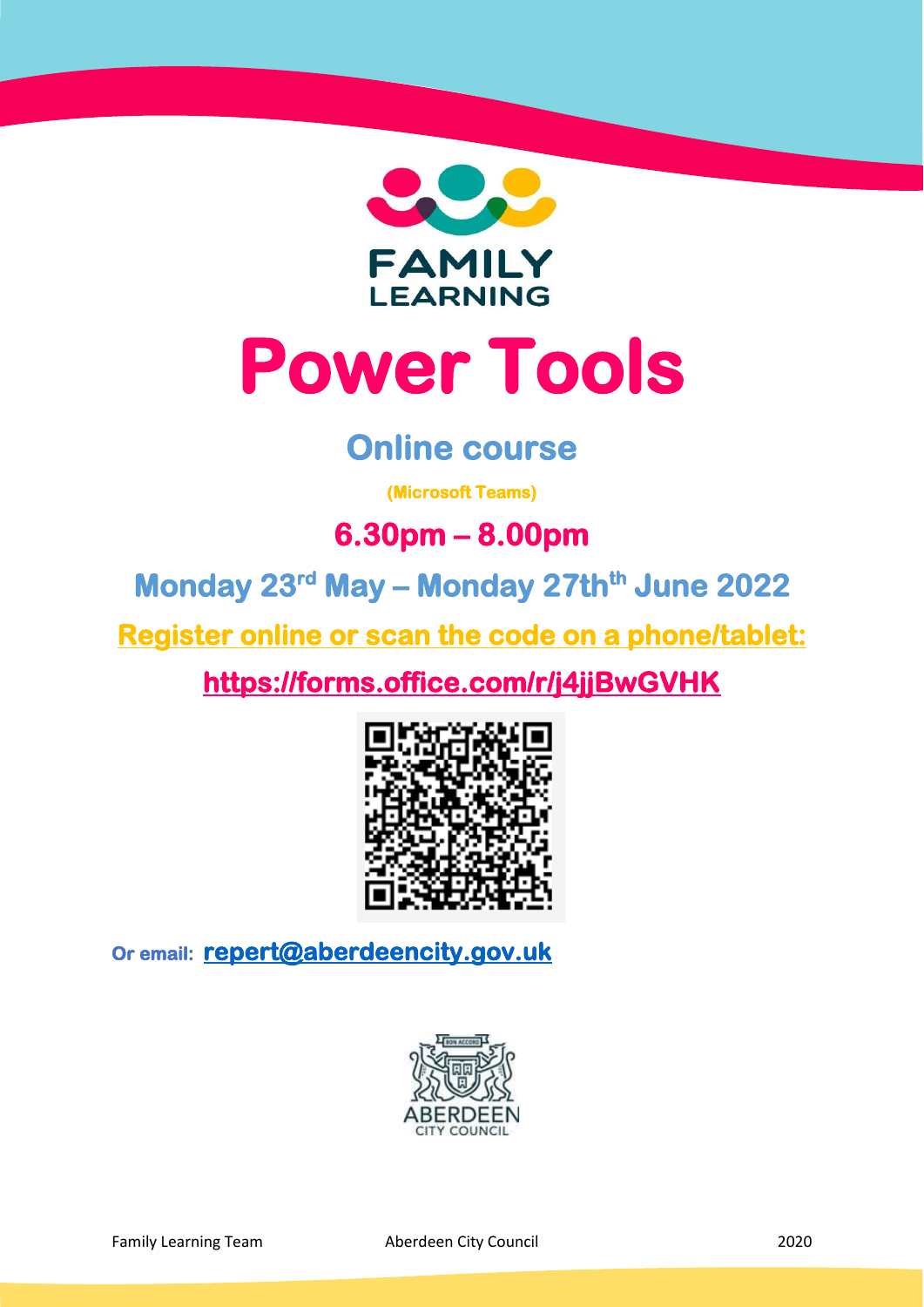FAMILY LEARNING

# Power Tools

## Online course

**(Microsoft Teams)**

**6.30pm – 8.00pm**

**Monday 23rd May – Monday 27th th June 2022**

**Register online or scan the code on a phone/tablet:**

**https://forms.office.com/r/j4jjBwGVHK**

**Or email:** **repert@aberdeencity.gov.uk**

ABERDEEN CITY COUNCIL

Family Learning Team Aberdeen City Council 2020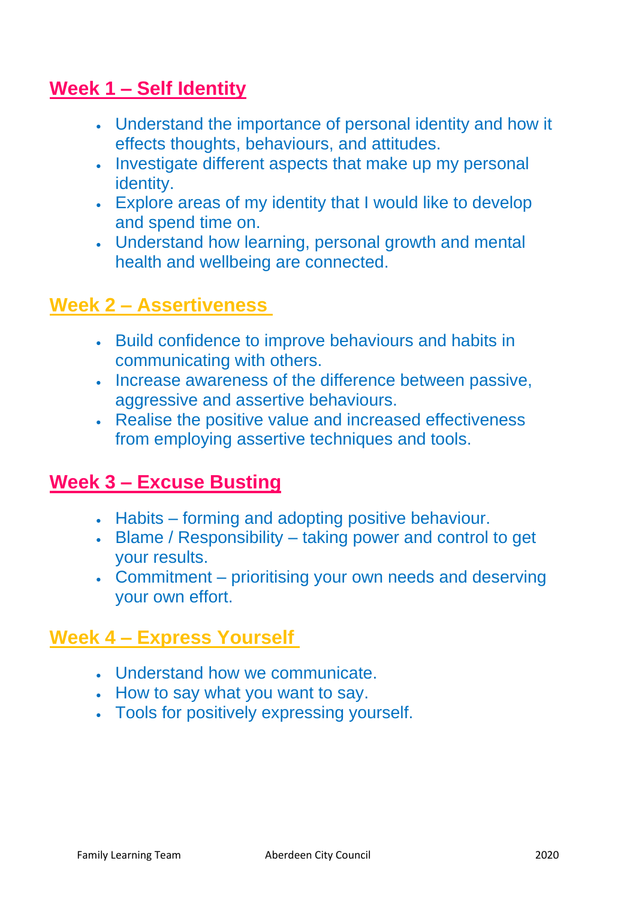## Week 1 – Self Identity

- Understand the importance of personal identity and how it effects thoughts, behaviours, and attitudes.
- Investigate different aspects that make up my personal identity.
- Explore areas of my identity that I would like to develop and spend time on.
- Understand how learning, personal growth and mental health and wellbeing are connected.

## Week 2 – Assertiveness

- Build confidence to improve behaviours and habits in communicating with others.
- Increase awareness of the difference between passive, aggressive and assertive behaviours.
- Realise the positive value and increased effectiveness from employing assertive techniques and tools.

## Week 3 – Excuse Busting

- Habits – forming and adopting positive behaviour.
- Blame / Responsibility – taking power and control to get your results.
- Commitment – prioritising your own needs and deserving your own effort.

## Week 4 – Express Yourself

- Understand how we communicate.
- How to say what you want to say.
- Tools for positively expressing yourself.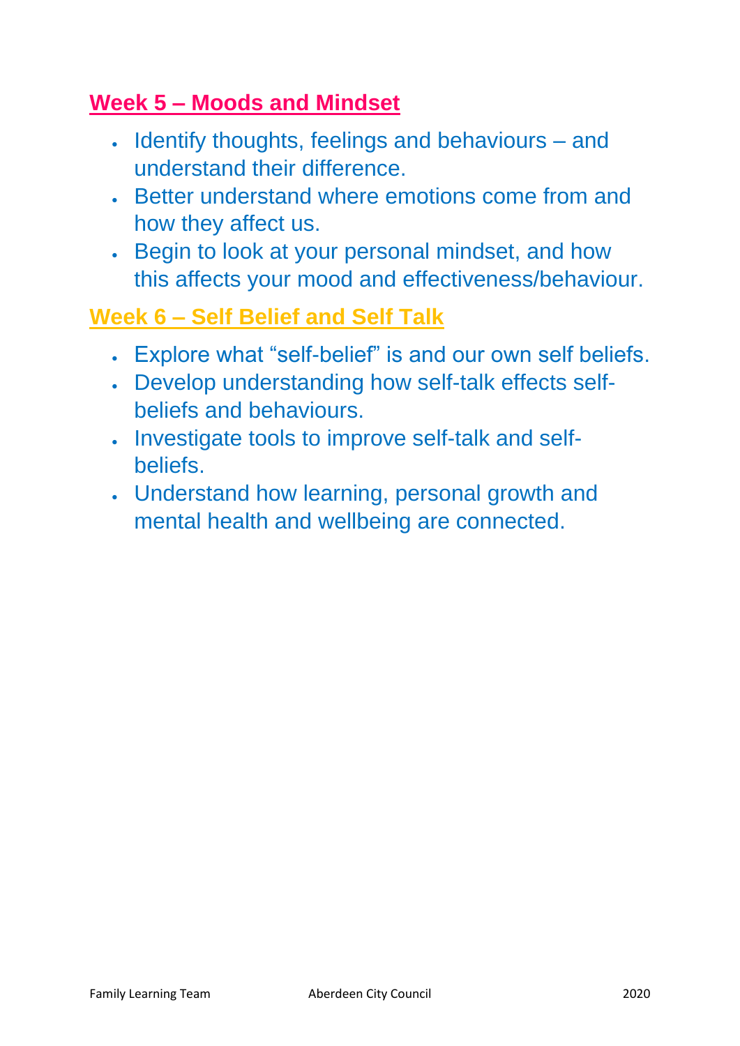## Week 5 – Moods and Mindset

- Identify thoughts, feelings and behaviours – and understand their difference.
- Better understand where emotions come from and how they affect us.
- Begin to look at your personal mindset, and how this affects your mood and effectiveness/behaviour.

## Week 6 – Self Belief and Self Talk

- Explore what "self-belief" is and our own self beliefs.
- Develop understanding how self-talk effects self-beliefs and behaviours.
- Investigate tools to improve self-talk and self-beliefs.
- Understand how learning, personal growth and mental health and wellbeing are connected.